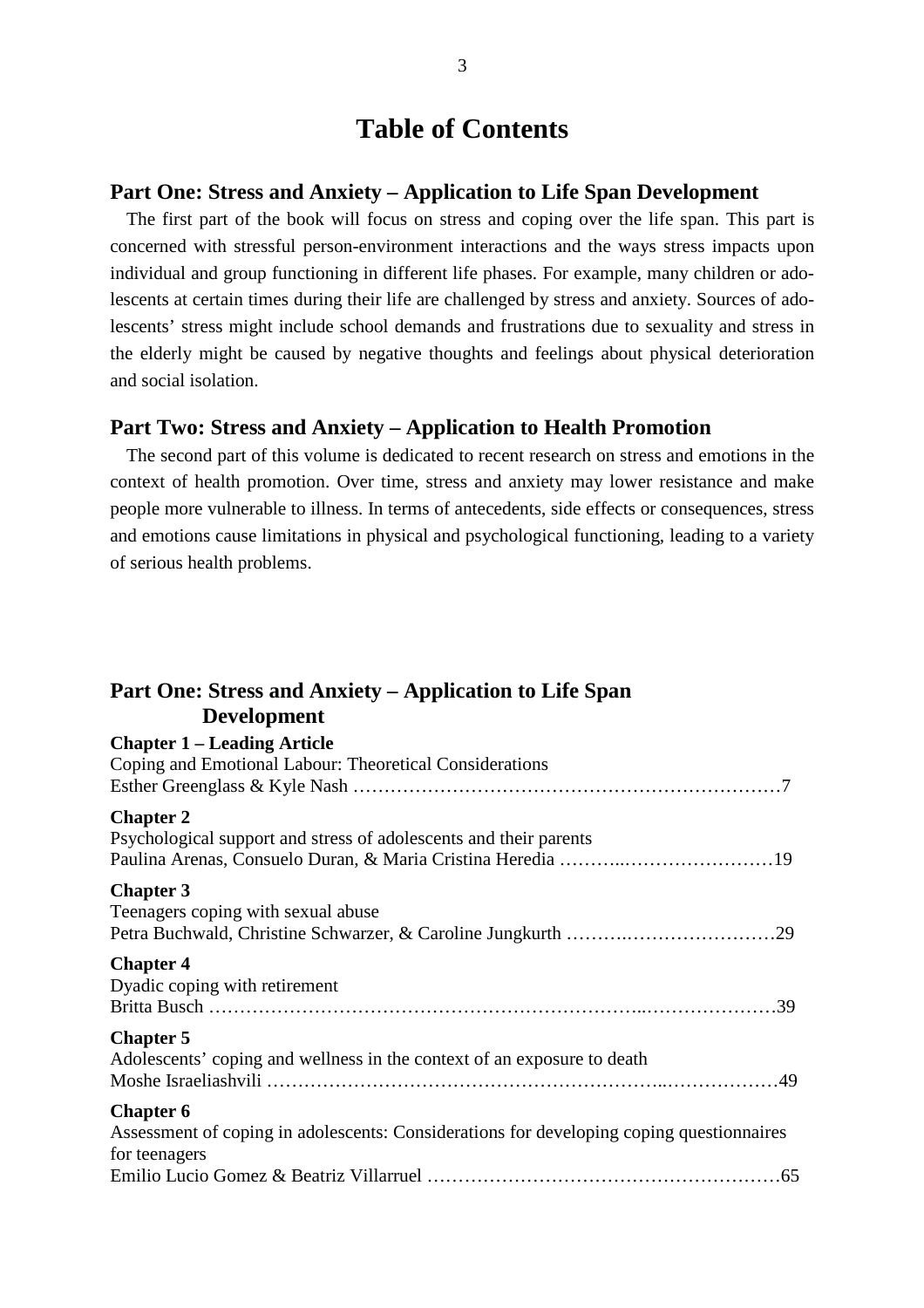# Table of Contents

## Part One: Stress and Anxiety – Application to Life Span Development

The first part of the book will focus on stress and coping over the life span. This part is concerned with stressful person-environment interactions and the ways stress impacts upon individual and group functioning in different life phases. For example, many children or adolescents at certain times during their life are challenged by stress and anxiety. Sources of adolescents' stress might include school demands and frustrations due to sexuality and stress in the elderly might be caused by negative thoughts and feelings about physical deterioration and social isolation.

## Part Two: Stress and Anxiety – Application to Health Promotion

The second part of this volume is dedicated to recent research on stress and emotions in the context of health promotion. Over time, stress and anxiety may lower resistance and make people more vulnerable to illness. In terms of antecedents, side effects or consequences, stress and emotions cause limitations in physical and psychological functioning, leading to a variety of serious health problems.

## Part One: Stress and Anxiety – Application to Life Span Development

**Chapter 1 – Leading Article**
Coping and Emotional Labour: Theoretical Considerations
Esther Greenglass & Kyle Nash ……………………………………………………………7

**Chapter 2**
Psychological support and stress of adolescents and their parents
Paulina Arenas, Consuelo Duran, & Maria Cristina Heredia ………..……………………19

**Chapter 3**
Teenagers coping with sexual abuse
Petra Buchwald, Christine Schwarzer, & Caroline Jungkurth ……….……………………29

**Chapter 4**
Dyadic coping with retirement
Britta Busch ……………………………………………………………..…………………39

**Chapter 5**
Adolescents' coping and wellness in the context of an exposure to death
Moshe Israeliashvili ……………………………………………………..………………49

**Chapter 6**
Assessment of coping in adolescents: Considerations for developing coping questionnaires for teenagers
Emilio Lucio Gomez & Beatriz Villarruel …………………………………………………65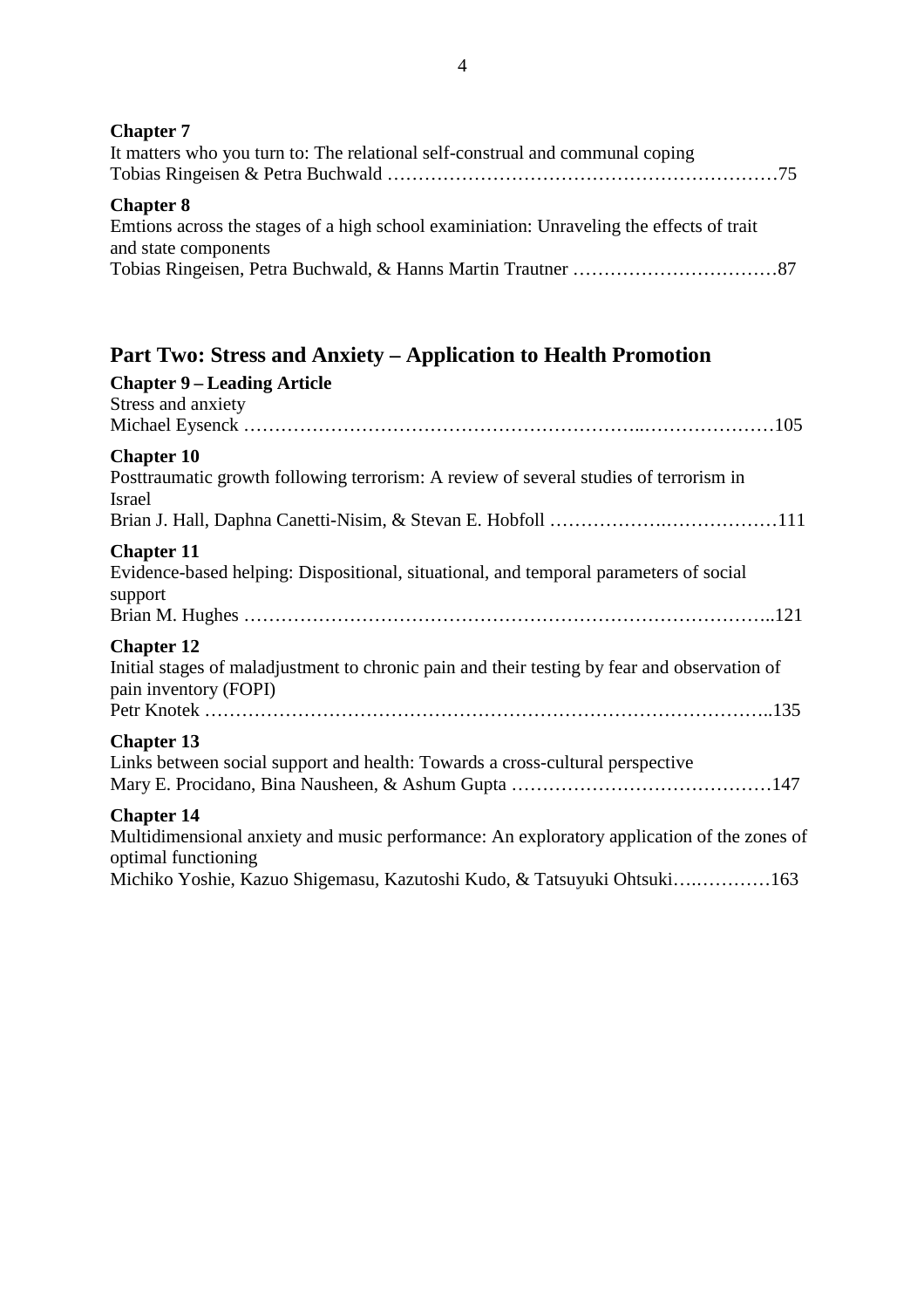**Chapter 7**
It matters who you turn to: The relational self-construal and communal coping
Tobias Ringeisen & Petra Buchwald ……………………………………………………75

**Chapter 8**
Emtions across the stages of a high school examiniation: Unraveling the effects of trait and state components
Tobias Ringeisen, Petra Buchwald, & Hanns Martin Trautner ……………………………87

## Part Two: Stress and Anxiety – Application to Health Promotion

**Chapter 9 – Leading Article**
Stress and anxiety
Michael Eysenck ………………………………………………………..…………………105

**Chapter 10**
Posttraumatic growth following terrorism: A review of several studies of terrorism in Israel
Brian J. Hall, Daphna Canetti-Nisim, & Stevan E. Hobfoll ……………….………………111

**Chapter 11**
Evidence-based helping: Dispositional, situational, and temporal parameters of social support
Brian M. Hughes ………………………………………………………………………..121

**Chapter 12**
Initial stages of maladjustment to chronic pain and their testing by fear and observation of pain inventory (FOPI)
Petr Knotek …………………………………………………………………………..135

**Chapter 13**
Links between social support and health: Towards a cross-cultural perspective
Mary E. Procidano, Bina Nausheen, & Ashum Gupta ……………………………………147

**Chapter 14**
Multidimensional anxiety and music performance: An exploratory application of the zones of optimal functioning
Michiko Yoshie, Kazuo Shigemasu, Kazutoshi Kudo, & Tatsuyuki Ohtsuki….…………163